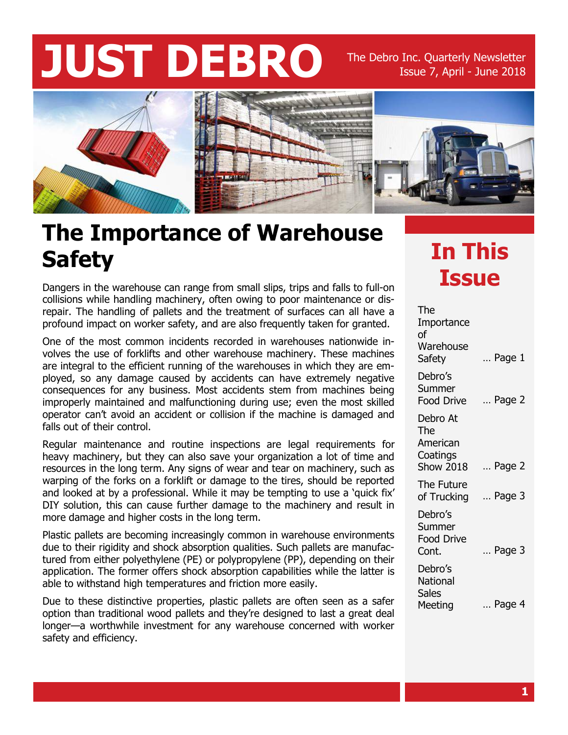# JUST DEBRO

The Debro Inc. Quarterly Newsletter
Issue 7, April - June 2018

## The Importance of Warehouse Safety

Dangers in the warehouse can range from small slips, trips and falls to full-on collisions while handling machinery, often owing to poor maintenance or disrepair. The handling of pallets and the treatment of surfaces can all have a profound impact on worker safety, and are also frequently taken for granted.

One of the most common incidents recorded in warehouses nationwide involves the use of forklifts and other warehouse machinery. These machines are integral to the efficient running of the warehouses in which they are employed, so any damage caused by accidents can have extremely negative consequences for any business. Most accidents stem from machines being improperly maintained and malfunctioning during use; even the most skilled operator can't avoid an accident or collision if the machine is damaged and falls out of their control.

Regular maintenance and routine inspections are legal requirements for heavy machinery, but they can also save your organization a lot of time and resources in the long term. Any signs of wear and tear on machinery, such as warping of the forks on a forklift or damage to the tires, should be reported and looked at by a professional. While it may be tempting to use a 'quick fix' DIY solution, this can cause further damage to the machinery and result in more damage and higher costs in the long term.

Plastic pallets are becoming increasingly common in warehouse environments due to their rigidity and shock absorption qualities. Such pallets are manufactured from either polyethylene (PE) or polypropylene (PP), depending on their application. The former offers shock absorption capabilities while the latter is able to withstand high temperatures and friction more easily.

Due to these distinctive properties, plastic pallets are often seen as a safer option than traditional wood pallets and they're designed to last a great deal longer—a worthwhile investment for any warehouse concerned with worker safety and efficiency.

## In This Issue

- The Importance of Warehouse Safety … Page 1
- Debro's Summer Food Drive … Page 2
- Debro At The American Coatings Show 2018 … Page 2
- The Future of Trucking … Page 3
- Debro's Summer Food Drive Cont. … Page 3
- Debro's National Sales Meeting … Page 4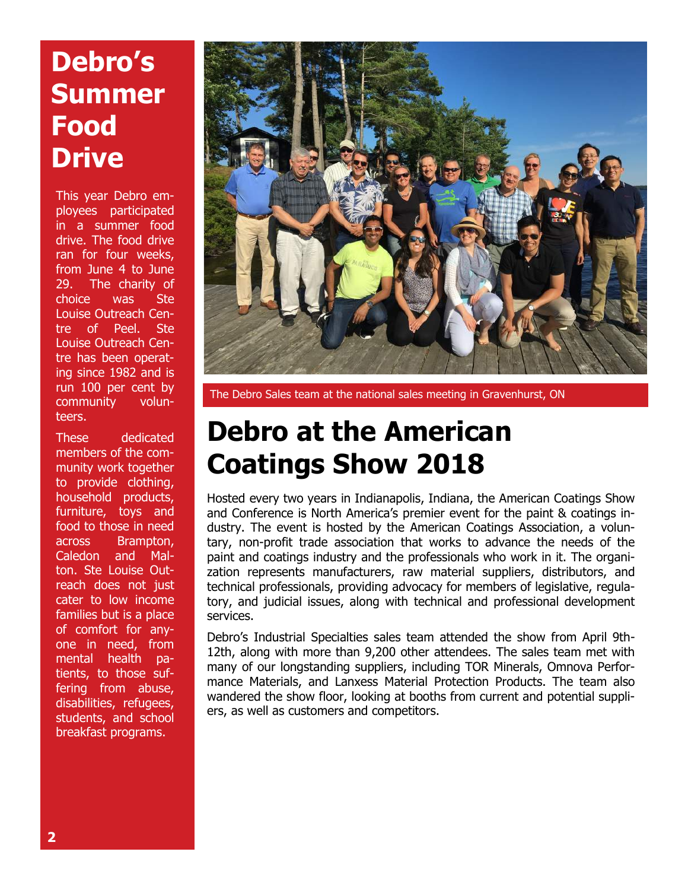# Debro's Summer Food Drive

This year Debro employees participated in a summer food drive. The food drive ran for four weeks, from June 4 to June 29. The charity of choice was Ste Louise Outreach Centre of Peel. Ste Louise Outreach Centre has been operating since 1982 and is run 100 per cent by community volunteers.

These dedicated members of the community work together to provide clothing, household products, furniture, toys and food to those in need across Brampton, Caledon and Malton. Ste Louise Outreach does not just cater to low income families but is a place of comfort for anyone in need, from mental health patients, to those suffering from abuse, disabilities, refugees, students, and school breakfast programs.

The Debro Sales team at the national sales meeting in Gravenhurst, ON

# Debro at the American Coatings Show 2018

Hosted every two years in Indianapolis, Indiana, the American Coatings Show and Conference is North America's premier event for the paint & coatings industry. The event is hosted by the American Coatings Association, a voluntary, non-profit trade association that works to advance the needs of the paint and coatings industry and the professionals who work in it. The organization represents manufacturers, raw material suppliers, distributors, and technical professionals, providing advocacy for members of legislative, regulatory, and judicial issues, along with technical and professional development services.

Debro's Industrial Specialties sales team attended the show from April 9th-12th, along with more than 9,200 other attendees. The sales team met with many of our longstanding suppliers, including TOR Minerals, Omnova Performance Materials, and Lanxess Material Protection Products. The team also wandered the show floor, looking at booths from current and potential suppliers, as well as customers and competitors.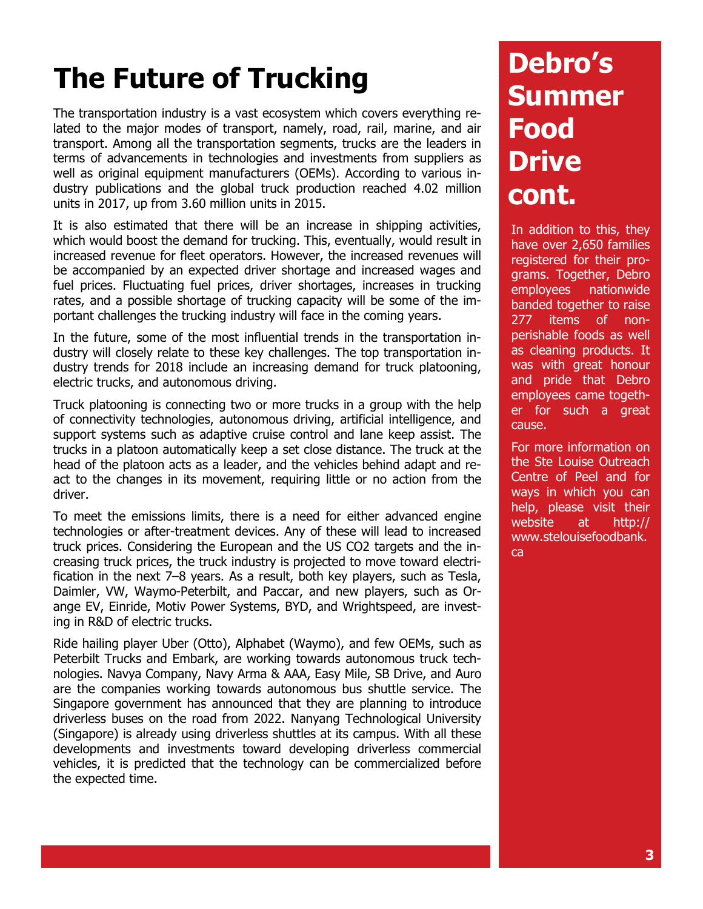# The Future of Trucking

The transportation industry is a vast ecosystem which covers everything related to the major modes of transport, namely, road, rail, marine, and air transport. Among all the transportation segments, trucks are the leaders in terms of advancements in technologies and investments from suppliers as well as original equipment manufacturers (OEMs). According to various industry publications and the global truck production reached 4.02 million units in 2017, up from 3.60 million units in 2015.

It is also estimated that there will be an increase in shipping activities, which would boost the demand for trucking. This, eventually, would result in increased revenue for fleet operators. However, the increased revenues will be accompanied by an expected driver shortage and increased wages and fuel prices. Fluctuating fuel prices, driver shortages, increases in trucking rates, and a possible shortage of trucking capacity will be some of the important challenges the trucking industry will face in the coming years.

In the future, some of the most influential trends in the transportation industry will closely relate to these key challenges. The top transportation industry trends for 2018 include an increasing demand for truck platooning, electric trucks, and autonomous driving.

Truck platooning is connecting two or more trucks in a group with the help of connectivity technologies, autonomous driving, artificial intelligence, and support systems such as adaptive cruise control and lane keep assist. The trucks in a platoon automatically keep a set close distance. The truck at the head of the platoon acts as a leader, and the vehicles behind adapt and react to the changes in its movement, requiring little or no action from the driver.

To meet the emissions limits, there is a need for either advanced engine technologies or after-treatment devices. Any of these will lead to increased truck prices. Considering the European and the US CO2 targets and the increasing truck prices, the truck industry is projected to move toward electrification in the next 7–8 years. As a result, both key players, such as Tesla, Daimler, VW, Waymo-Peterbilt, and Paccar, and new players, such as Orange EV, Einride, Motiv Power Systems, BYD, and Wrightspeed, are investing in R&D of electric trucks.

Ride hailing player Uber (Otto), Alphabet (Waymo), and few OEMs, such as Peterbilt Trucks and Embark, are working towards autonomous truck technologies. Navya Company, Navy Arma & AAA, Easy Mile, SB Drive, and Auro are the companies working towards autonomous bus shuttle service. The Singapore government has announced that they are planning to introduce driverless buses on the road from 2022. Nanyang Technological University (Singapore) is already using driverless shuttles at its campus. With all these developments and investments toward developing driverless commercial vehicles, it is predicted that the technology can be commercialized before the expected time.

# Debro's Summer Food Drive cont.

In addition to this, they have over 2,650 families registered for their programs. Together, Debro employees nationwide banded together to raise 277 items of non-perishable foods as well as cleaning products. It was with great honour and pride that Debro employees came together for such a great cause.

For more information on the Ste Louise Outreach Centre of Peel and for ways in which you can help, please visit their website at http://www.stelouisefoodbank.ca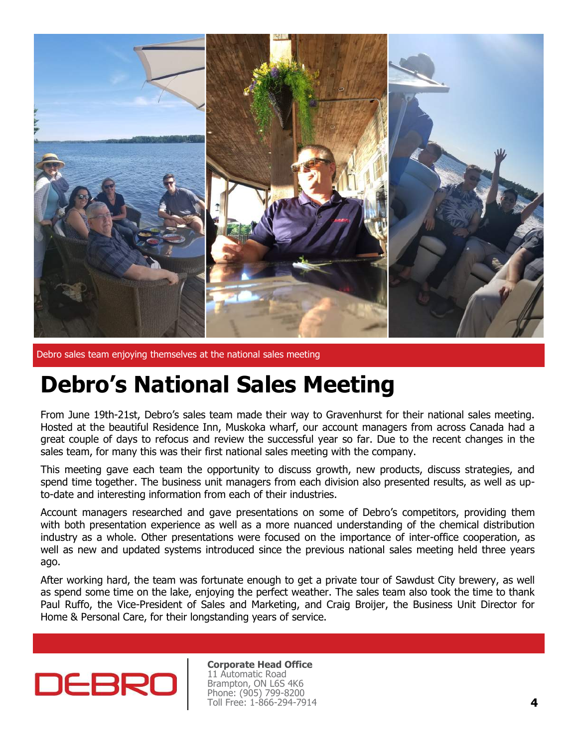Debro sales team enjoying themselves at the national sales meeting

# Debro's National Sales Meeting

From June 19th-21st, Debro's sales team made their way to Gravenhurst for their national sales meeting. Hosted at the beautiful Residence Inn, Muskoka wharf, our account managers from across Canada had a great couple of days to refocus and review the successful year so far. Due to the recent changes in the sales team, for many this was their first national sales meeting with the company.

This meeting gave each team the opportunity to discuss growth, new products, discuss strategies, and spend time together. The business unit managers from each division also presented results, as well as up-to-date and interesting information from each of their industries.

Account managers researched and gave presentations on some of Debro's competitors, providing them with both presentation experience as well as a more nuanced understanding of the chemical distribution industry as a whole. Other presentations were focused on the importance of inter-office cooperation, as well as new and updated systems introduced since the previous national sales meeting held three years ago.

After working hard, the team was fortunate enough to get a private tour of Sawdust City brewery, as well as spend some time on the lake, enjoying the perfect weather. The sales team also took the time to thank Paul Ruffo, the Vice-President of Sales and Marketing, and Craig Broijer, the Business Unit Director for Home & Personal Care, for their longstanding years of service.

DEBRO

**Corporate Head Office**
11 Automatic Road
Brampton, ON L6S 4K6
Phone: (905) 799-8200
Toll Free: 1-866-294-7914